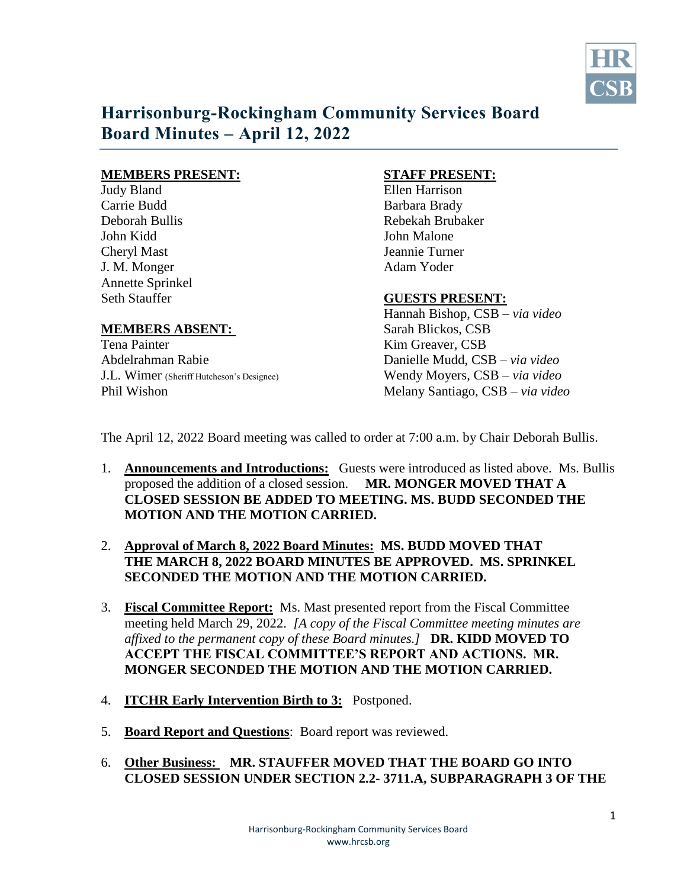# Harrisonburg-Rockingham Community Services Board
# Board Minutes – April 12, 2022

**MEMBERS PRESENT:**

Judy Bland
Carrie Budd
Deborah Bullis
John Kidd
Cheryl Mast
J. M. Monger
Annette Sprinkel
Seth Stauffer

**MEMBERS ABSENT:**

Tena Painter
Abdelrahman Rabie
J.L. Wimer (Sheriff Hutcheson's Designee)
Phil Wishon

**STAFF PRESENT:**

Ellen Harrison
Barbara Brady
Rebekah Brubaker
John Malone
Jeannie Turner
Adam Yoder

**GUESTS PRESENT:**

Hannah Bishop, CSB – *via video*
Sarah Blickos, CSB
Kim Greaver, CSB
Danielle Mudd, CSB – *via video*
Wendy Moyers, CSB – *via video*
Melany Santiago, CSB – *via video*

The April 12, 2022 Board meeting was called to order at 7:00 a.m. by Chair Deborah Bullis.

1. **Announcements and Introductions:** Guests were introduced as listed above. Ms. Bullis proposed the addition of a closed session. **MR. MONGER MOVED THAT A CLOSED SESSION BE ADDED TO MEETING. MS. BUDD SECONDED THE MOTION AND THE MOTION CARRIED.**

2. **Approval of March 8, 2022 Board Minutes: MS. BUDD MOVED THAT THE MARCH 8, 2022 BOARD MINUTES BE APPROVED. MS. SPRINKEL SECONDED THE MOTION AND THE MOTION CARRIED.**

3. **Fiscal Committee Report:** Ms. Mast presented report from the Fiscal Committee meeting held March 29, 2022. *[A copy of the Fiscal Committee meeting minutes are affixed to the permanent copy of these Board minutes.]* **DR. KIDD MOVED TO ACCEPT THE FISCAL COMMITTEE'S REPORT AND ACTIONS. MR. MONGER SECONDED THE MOTION AND THE MOTION CARRIED.**

4. **ITCHR Early Intervention Birth to 3:** Postponed.

5. **Board Report and Questions**: Board report was reviewed.

6. **Other Business: MR. STAUFFER MOVED THAT THE BOARD GO INTO CLOSED SESSION UNDER SECTION 2.2- 3711.A, SUBPARAGRAPH 3 OF THE**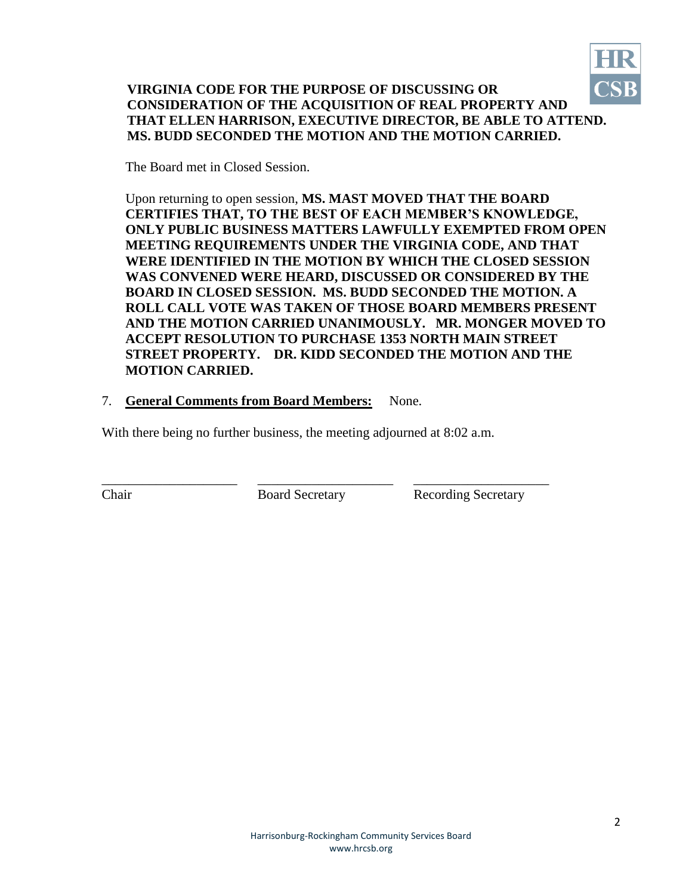**VIRGINIA CODE FOR THE PURPOSE OF DISCUSSING OR CONSIDERATION OF THE ACQUISITION OF REAL PROPERTY AND THAT ELLEN HARRISON, EXECUTIVE DIRECTOR, BE ABLE TO ATTEND. MS. BUDD SECONDED THE MOTION AND THE MOTION CARRIED.**

The Board met in Closed Session.

Upon returning to open session, **MS. MAST MOVED THAT THE BOARD CERTIFIES THAT, TO THE BEST OF EACH MEMBER'S KNOWLEDGE, ONLY PUBLIC BUSINESS MATTERS LAWFULLY EXEMPTED FROM OPEN MEETING REQUIREMENTS UNDER THE VIRGINIA CODE, AND THAT WERE IDENTIFIED IN THE MOTION BY WHICH THE CLOSED SESSION WAS CONVENED WERE HEARD, DISCUSSED OR CONSIDERED BY THE BOARD IN CLOSED SESSION. MS. BUDD SECONDED THE MOTION. A ROLL CALL VOTE WAS TAKEN OF THOSE BOARD MEMBERS PRESENT AND THE MOTION CARRIED UNANIMOUSLY. MR. MONGER MOVED TO ACCEPT RESOLUTION TO PURCHASE 1353 NORTH MAIN STREET STREET PROPERTY. DR. KIDD SECONDED THE MOTION AND THE MOTION CARRIED.**

7. **General Comments from Board Members:** None.

With there being no further business, the meeting adjourned at 8:02 a.m.

\_\_\_\_\_\_\_\_\_\_\_\_\_\_\_\_\_\_\_\_ \_\_\_\_\_\_\_\_\_\_\_\_\_\_\_\_\_\_\_\_ \_\_\_\_\_\_\_\_\_\_\_\_\_\_\_\_\_\_\_\_

Chair Board Secretary Recording Secretary